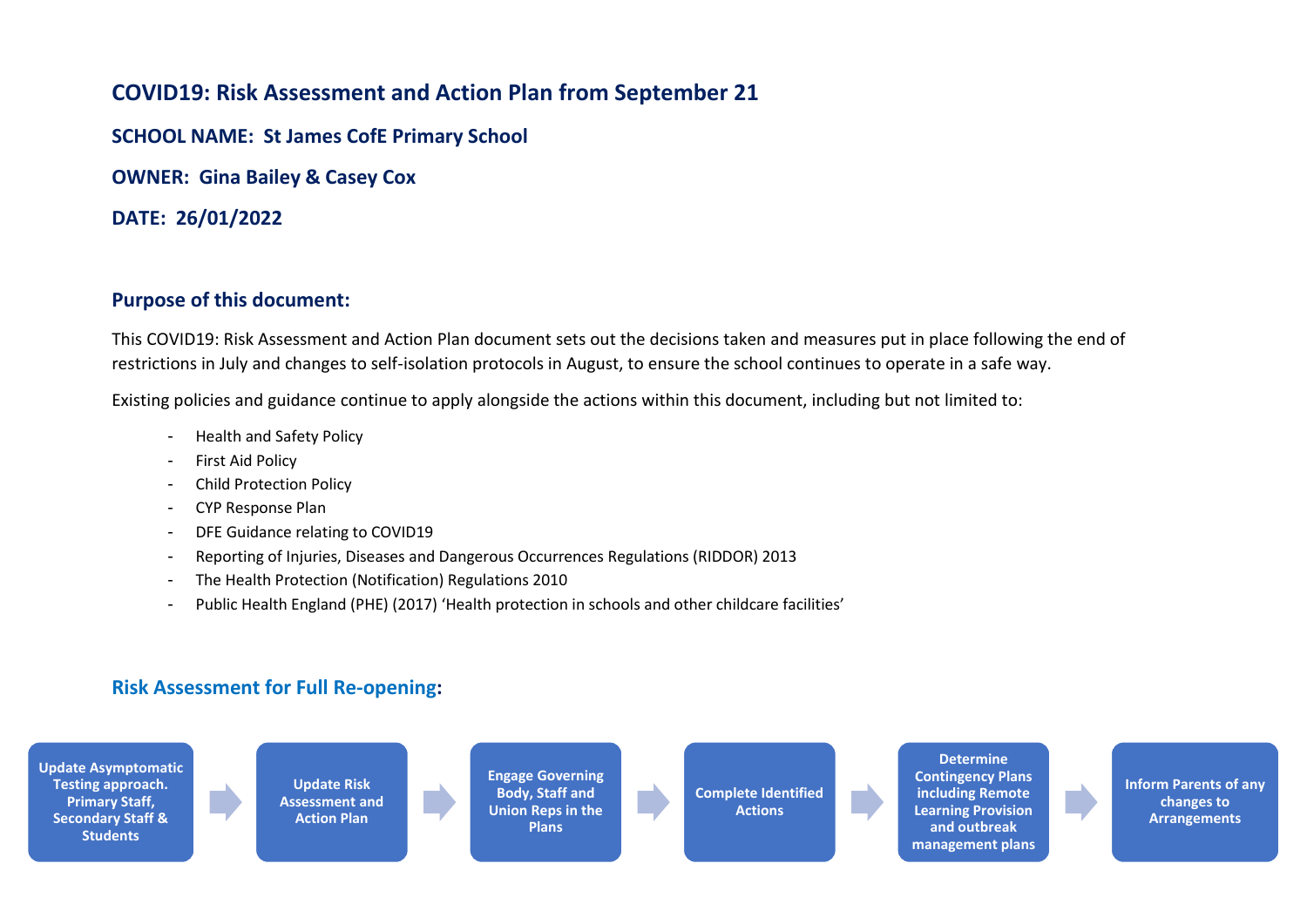# COVID19: Risk Assessment and Action Plan from September 21

**SCHOOL NAME: St James CofE Primary School**

**OWNER: Gina Bailey & Casey Cox**

**DATE: 26/01/2022**

## Purpose of this document:

This COVID19: Risk Assessment and Action Plan document sets out the decisions taken and measures put in place following the end of restrictions in July and changes to self-isolation protocols in August, to ensure the school continues to operate in a safe way.

Existing policies and guidance continue to apply alongside the actions within this document, including but not limited to:

- Health and Safety Policy
- First Aid Policy
- Child Protection Policy
- CYP Response Plan
- DFE Guidance relating to COVID19
- Reporting of Injuries, Diseases and Dangerous Occurrences Regulations (RIDDOR) 2013
- The Health Protection (Notification) Regulations 2010
- Public Health England (PHE) (2017) 'Health protection in schools and other childcare facilities'

## Risk Assessment for Full Re-opening:

**Update Asymptomatic Testing approach. Primary Staff, Secondary Staff & Students** → **Update Risk Assessment and Action Plan** → **Engage Governing Body, Staff and Union Reps in the Plans** → **Complete Identified Actions** → **Determine Contingency Plans including Remote Learning Provision and outbreak management plans** → **Inform Parents of any changes to Arrangements**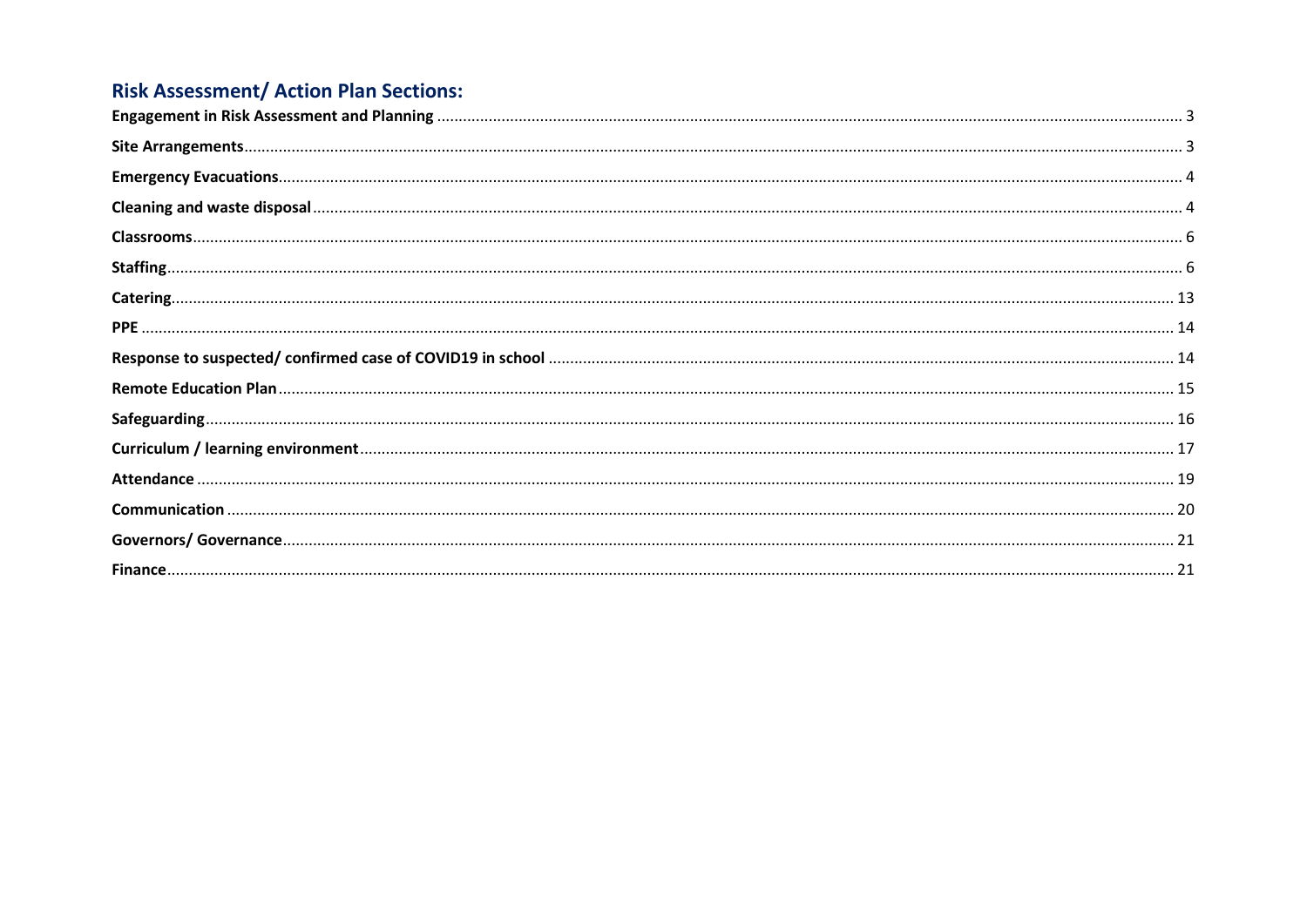## Risk Assessment/ Action Plan Sections:

**Engagement in Risk Assessment and Planning** ........ 3

**Site Arrangements** ........ 3

**Emergency Evacuations** ........ 4

**Cleaning and waste disposal** ........ 4

**Classrooms** ........ 6

**Staffing** ........ 6

**Catering** ........ 13

**PPE** ........ 14

**Response to suspected/ confirmed case of COVID19 in school** ........ 14

**Remote Education Plan** ........ 15

**Safeguarding** ........ 16

**Curriculum / learning environment** ........ 17

**Attendance** ........ 19

**Communication** ........ 20

**Governors/ Governance** ........ 21

**Finance** ........ 21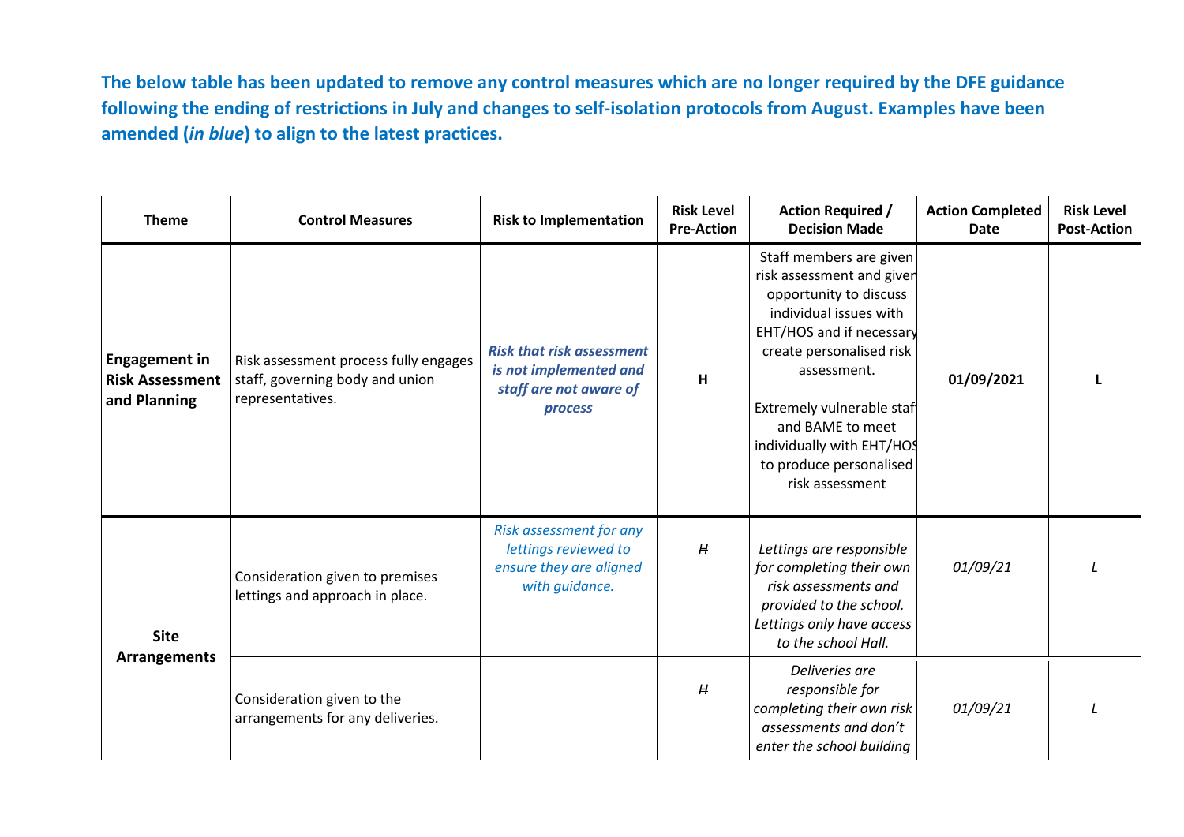**The below table has been updated to remove any control measures which are no longer required by the DFE guidance following the ending of restrictions in July and changes to self-isolation protocols from August. Examples have been amended (*in blue*) to align to the latest practices.**

| Theme | Control Measures | Risk to Implementation | Risk Level Pre-Action | Action Required / Decision Made | Action Completed Date | Risk Level Post-Action |
|---|---|---|---|---|---|---|
| **Engagement in Risk Assessment and Planning** | Risk assessment process fully engages staff, governing body and union representatives. | ***Risk that risk assessment is not implemented and staff are not aware of process*** | **H** | Staff members are given risk assessment and given opportunity to discuss individual issues with EHT/HOS and if necessary create personalised risk assessment.<br><br>Extremely vulnerable staff and BAME to meet individually with EHT/HOS to produce personalised risk assessment | **01/09/2021** | **L** |
| **Site Arrangements** | Consideration given to premises lettings and approach in place. | *Risk assessment for any lettings reviewed to ensure they are aligned with guidance.* | *H* | *Lettings are responsible for completing their own risk assessments and provided to the school. Lettings only have access to the school Hall.* | *01/09/21* | *L* |
| | Consideration given to the arrangements for any deliveries. | | *H* | *Deliveries are responsible for completing their own risk assessments and don't enter the school building* | *01/09/21* | *L* |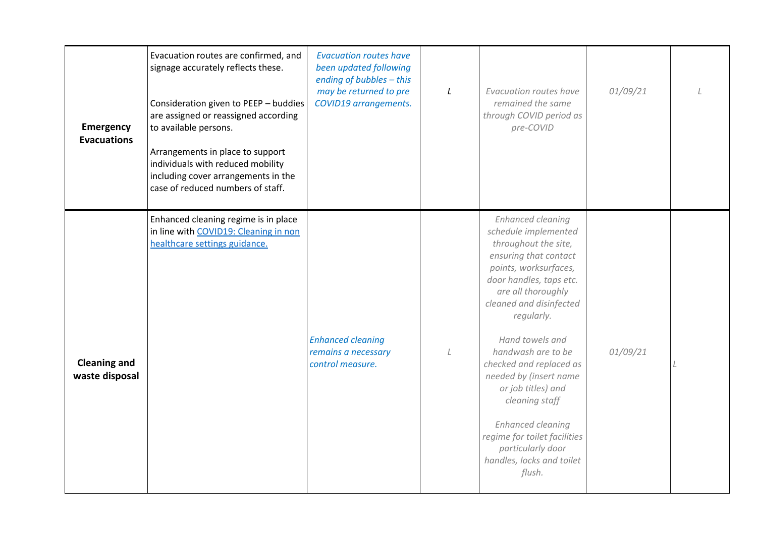| | | | | | | |
|---|---|---|---|---|---|---|
| **Emergency Evacuations** | Evacuation routes are confirmed, and signage accurately reflects these.<br><br>Consideration given to PEEP – buddies are assigned or reassigned according to available persons.<br><br>Arrangements in place to support individuals with reduced mobility including cover arrangements in the case of reduced numbers of staff. | *Evacuation routes have been updated following ending of bubbles – this may be returned to pre COVID19 arrangements.* | *L* | *Evacuation routes have remained the same through COVID period as pre-COVID* | *01/09/21* | *L* |
| **Cleaning and waste disposal** | Enhanced cleaning regime is in place in line with [COVID19: Cleaning in non healthcare settings guidance.]() | *Enhanced cleaning remains a necessary control measure.* | *L* | *Enhanced cleaning schedule implemented throughout the site, ensuring that contact points, worksurfaces, door handles, taps etc. are all thoroughly cleaned and disinfected regularly.*<br><br>*Hand towels and handwash are to be checked and replaced as needed by (insert name or job titles) and cleaning staff*<br><br>*Enhanced cleaning regime for toilet facilities particularly door handles, locks and toilet flush.* | *01/09/21* | *L* |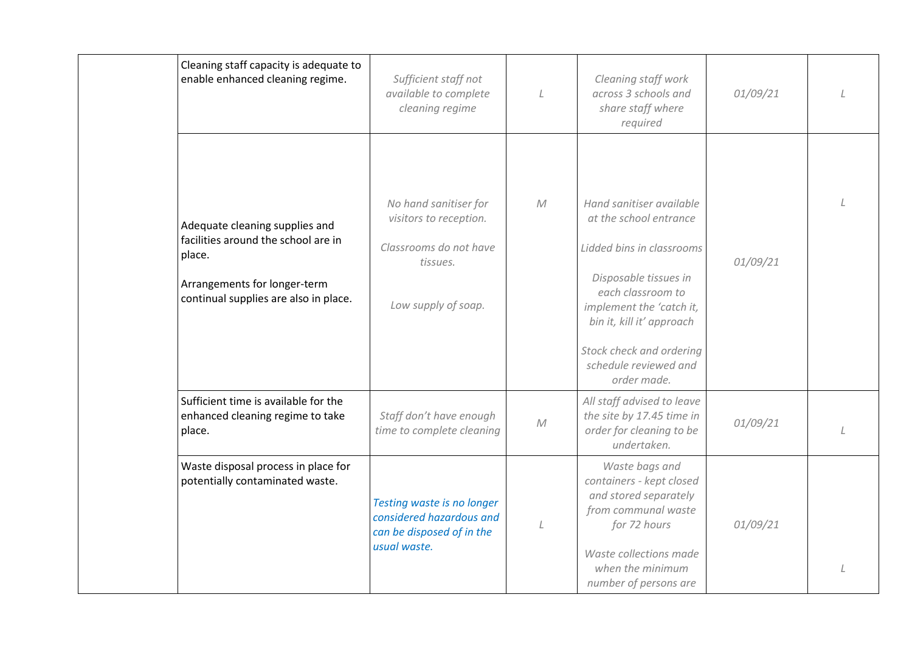| | | | | | | |
|---|---|---|---|---|---|---|
| | Cleaning staff capacity is adequate to enable enhanced cleaning regime. | *Sufficient staff not available to complete cleaning regime* | *L* | *Cleaning staff work across 3 schools and share staff where required* | *01/09/21* | *L* |
| | Adequate cleaning supplies and facilities around the school are in place.<br><br>Arrangements for longer-term continual supplies are also in place. | *No hand sanitiser for visitors to reception.*<br><br>*Classrooms do not have tissues.*<br><br>*Low supply of soap.* | *M* | *Hand sanitiser available at the school entrance*<br><br>*Lidded bins in classrooms*<br><br>*Disposable tissues in each classroom to implement the 'catch it, bin it, kill it' approach*<br><br>*Stock check and ordering schedule reviewed and order made.* | *01/09/21* | *L* |
| | Sufficient time is available for the enhanced cleaning regime to take place. | *Staff don't have enough time to complete cleaning* | *M* | *All staff advised to leave the site by 17.45 time in order for cleaning to be undertaken.* | *01/09/21* | *L* |
| | Waste disposal process in place for potentially contaminated waste. | *Testing waste is no longer considered hazardous and can be disposed of in the usual waste.* | *L* | *Waste bags and containers - kept closed and stored separately from communal waste for 72 hours*<br><br>*Waste collections made when the minimum number of persons are* | *01/09/21* | *L* |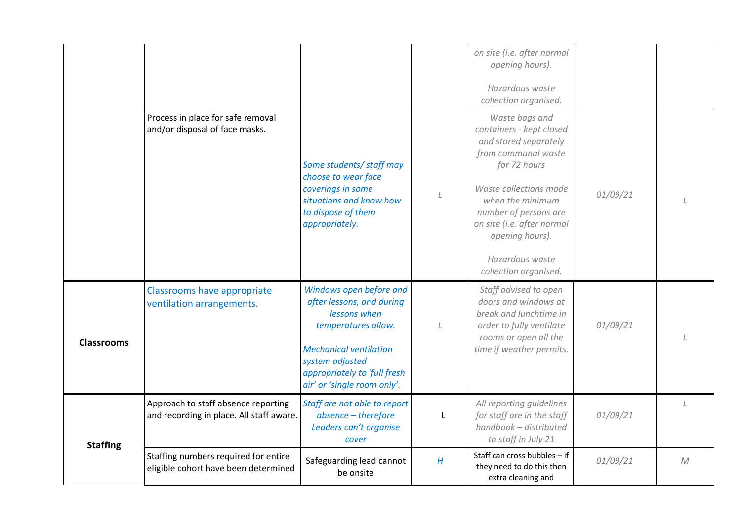| | | | | | | |
|---|---|---|---|---|---|---|
| | | | | *on site (i.e. after normal opening hours).*<br><br>*Hazardous waste collection organised.* | | |
| | Process in place for safe removal and/or disposal of face masks. | *Some students/ staff may choose to wear face coverings in some situations and know how to dispose of them appropriately.* | *L* | *Waste bags and containers - kept closed and stored separately from communal waste for 72 hours*<br><br>*Waste collections made when the minimum number of persons are on site (i.e. after normal opening hours).*<br><br>*Hazardous waste collection organised.* | *01/09/21* | *L* |
| **Classrooms** | Classrooms have appropriate ventilation arrangements. | *Windows open before and after lessons, and during lessons when temperatures allow.*<br><br>*Mechanical ventilation system adjusted appropriately to 'full fresh air' or 'single room only'.* | *L* | *Staff advised to open doors and windows at break and lunchtime in order to fully ventilate rooms or open all the time if weather permits.* | *01/09/21* | *L* |
| **Staffing** | Approach to staff absence reporting and recording in place. All staff aware. | *Staff are not able to report absence – therefore Leaders can't organise cover* | L | *All reporting guidelines for staff are in the staff handbook – distributed to staff in July 21* | *01/09/21* | *L* |
| | Staffing numbers required for entire eligible cohort have been determined | Safeguarding lead cannot be onsite | *H* | Staff can cross bubbles – if they need to do this then extra cleaning and | *01/09/21* | *M* |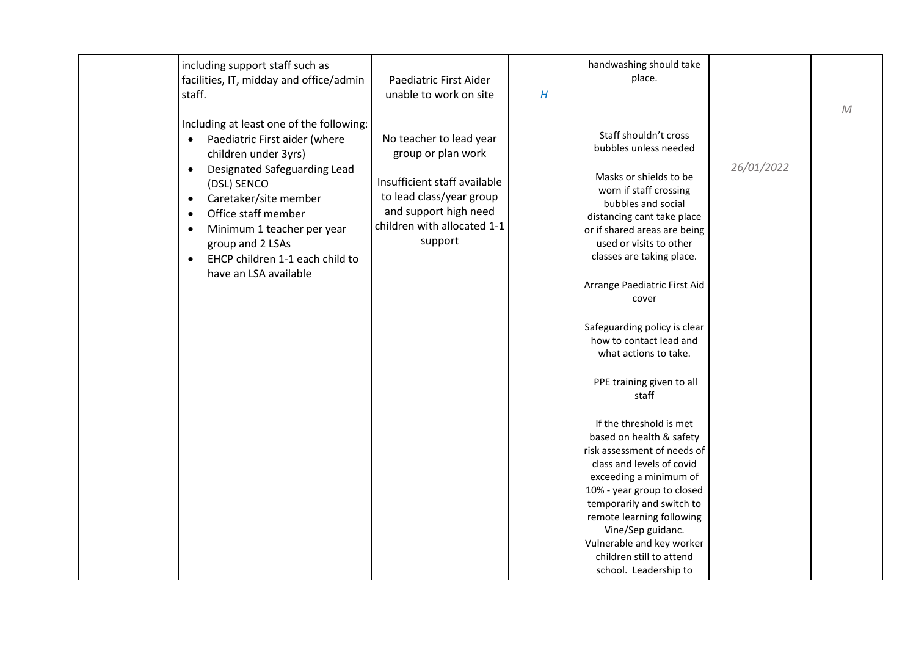|  |  |  |  |  |  |  |
|---|---|---|---|---|---|---|
|  | including support staff such as facilities, IT, midday and office/admin staff.<br><br>Including at least one of the following:<br>• Paediatric First aider (where children under 3yrs)<br>• Designated Safeguarding Lead (DSL) SENCO<br>• Caretaker/site member<br>• Office staff member<br>• Minimum 1 teacher per year group and 2 LSAs<br>• EHCP children 1-1 each child to have an LSA available | Paediatric First Aider unable to work on site<br><br>No teacher to lead year group or plan work<br><br>Insufficient staff available to lead class/year group and support high need children with allocated 1-1 support | *H* | handwashing should take place.<br><br>Staff shouldn't cross bubbles unless needed<br><br>Masks or shields to be worn if staff crossing bubbles and social distancing cant take place or if shared areas are being used or visits to other classes are taking place.<br><br>Arrange Paediatric First Aid cover<br><br>Safeguarding policy is clear how to contact lead and what actions to take.<br><br>PPE training given to all staff<br><br>If the threshold is met based on health & safety risk assessment of needs of class and levels of covid exceeding a minimum of 10% - year group to closed temporarily and switch to remote learning following Vine/Sep guidanc. Vulnerable and key worker children still to attend school. Leadership to | *26/01/2022* | *M* |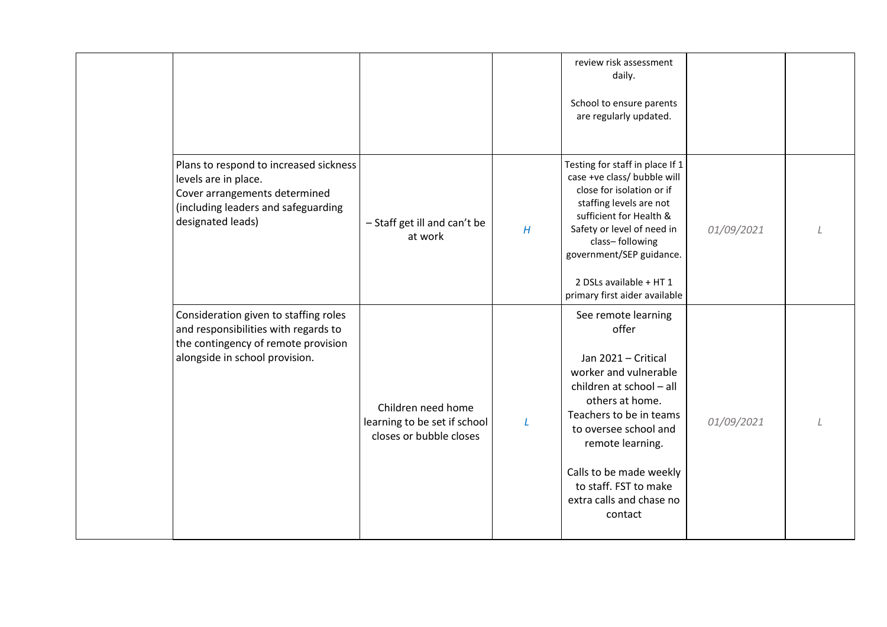| | | | | | | |
|---|---|---|---|---|---|---|
| | | | | review risk assessment daily.<br><br>School to ensure parents are regularly updated. | | |
| | Plans to respond to increased sickness levels are in place.<br>Cover arrangements determined (including leaders and safeguarding designated leads) | – Staff get ill and can't be at work | *H* | Testing for staff in place If 1 case +ve class/ bubble will close for isolation or if staffing levels are not sufficient for Health & Safety or level of need in class– following government/SEP guidance.<br><br>2 DSLs available + HT 1 primary first aider available | *01/09/2021* | *L* |
| | Consideration given to staffing roles and responsibilities with regards to the contingency of remote provision alongside in school provision. | Children need home learning to be set if school closes or bubble closes | *L* | See remote learning offer<br><br>Jan 2021 – Critical worker and vulnerable children at school – all others at home. Teachers to be in teams to oversee school and remote learning.<br><br>Calls to be made weekly to staff. FST to make extra calls and chase no contact | *01/09/2021* | *L* |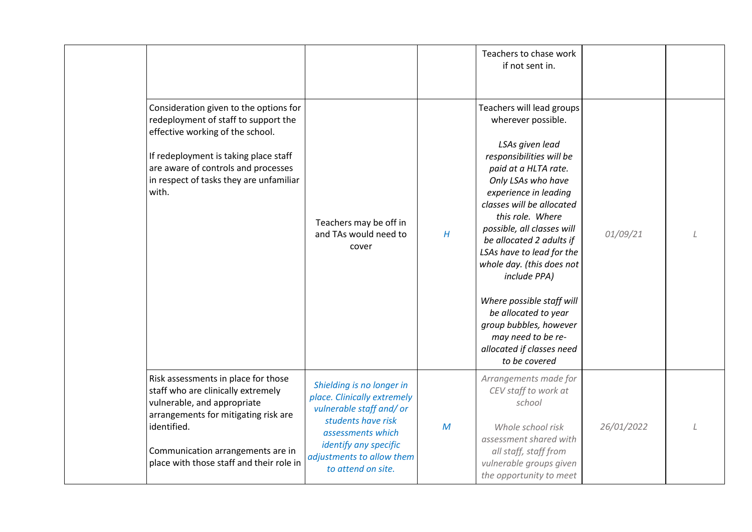| | | | | | | |
|---|---|---|---|---|---|---|
| | | | | Teachers to chase work if not sent in. | | |
| | Consideration given to the options for redeployment of staff to support the effective working of the school.<br><br>If redeployment is taking place staff are aware of controls and processes in respect of tasks they are unfamiliar with. | Teachers may be off in and TAs would need to cover | *H* | Teachers will lead groups wherever possible.<br><br>*LSAs given lead responsibilities will be paid at a HLTA rate. Only LSAs who have experience in leading classes will be allocated this role. Where possible, all classes will be allocated 2 adults if LSAs have to lead for the whole day. (this does not include PPA)*<br><br>*Where possible staff will be allocated to year group bubbles, however may need to be re-allocated if classes need to be covered* | *01/09/21* | *L* |
| | Risk assessments in place for those staff who are clinically extremely vulnerable, and appropriate arrangements for mitigating risk are identified.<br><br>Communication arrangements are in place with those staff and their role in | *Shielding is no longer in place. Clinically extremely vulnerable staff and/ or students have risk assessments which identify any specific adjustments to allow them to attend on site.* | *M* | *Arrangements made for CEV staff to work at school*<br><br>*Whole school risk assessment shared with all staff, staff from vulnerable groups given the opportunity to meet* | *26/01/2022* | *L* |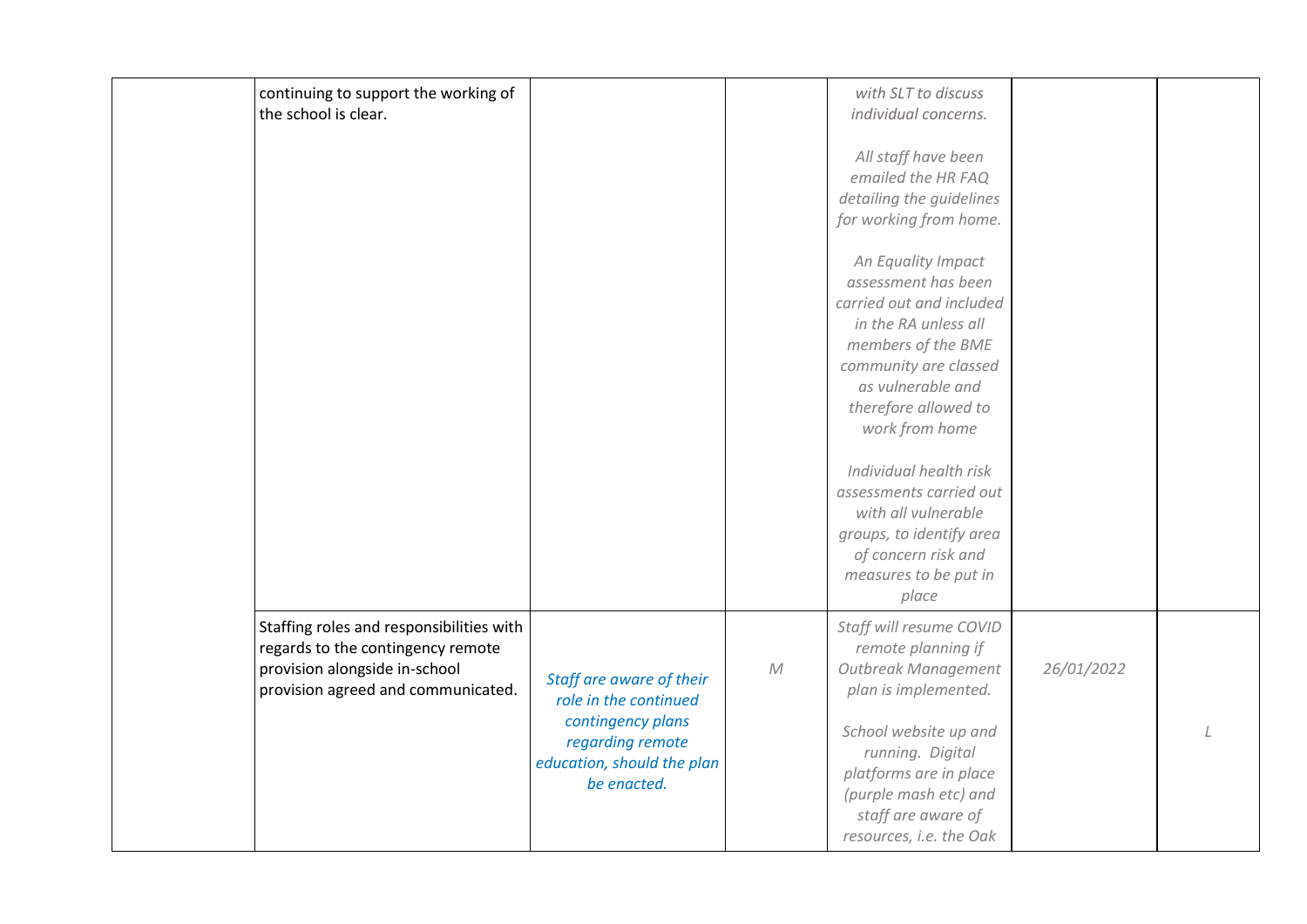|  |  |  |  |  |  |  |
|---|---|---|---|---|---|---|
|  | continuing to support the working of the school is clear. |  |  | *with SLT to discuss individual concerns.*<br><br>*All staff have been emailed the HR FAQ detailing the guidelines for working from home.*<br><br>*An Equality Impact assessment has been carried out and included in the RA unless all members of the BME community are classed as vulnerable and therefore allowed to work from home*<br><br>*Individual health risk assessments carried out with all vulnerable groups, to identify area of concern risk and measures to be put in place* |  |  |
|  | Staffing roles and responsibilities with regards to the contingency remote provision alongside in-school provision agreed and communicated. | *Staff are aware of their role in the continued contingency plans regarding remote education, should the plan be enacted.* | *M* | *Staff will resume COVID remote planning if Outbreak Management plan is implemented.*<br><br>*School website up and running. Digital platforms are in place (purple mash etc) and staff are aware of resources, i.e. the Oak* | *26/01/2022* | *L* |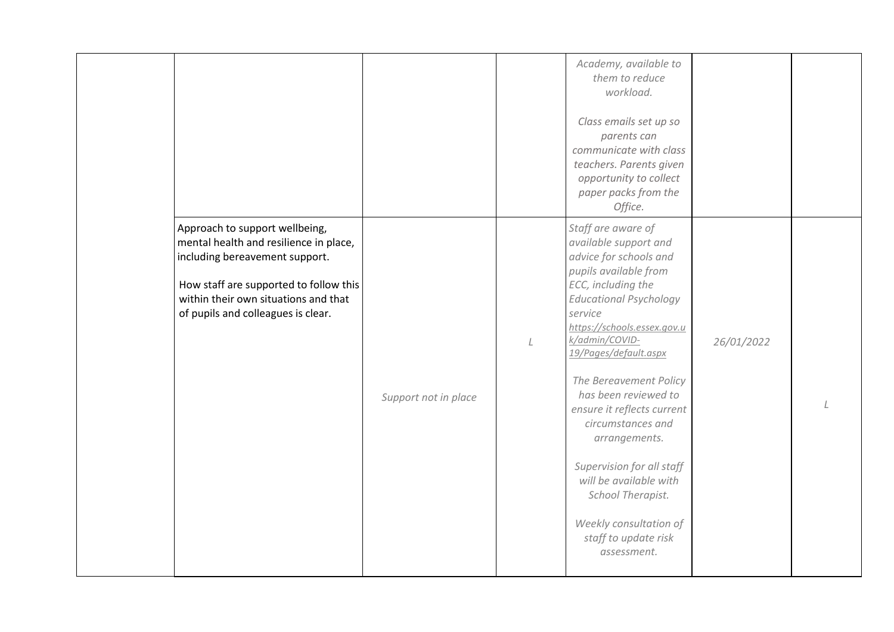| | | | | | | |
|---|---|---|---|---|---|---|
| | | | | *Academy, available to them to reduce workload.*<br><br>*Class emails set up so parents can communicate with class teachers. Parents given opportunity to collect paper packs from the Office.* | | |
| | Approach to support wellbeing, mental health and resilience in place, including bereavement support.<br><br>How staff are supported to follow this within their own situations and that of pupils and colleagues is clear. | *Support not in place* | *L* | *Staff are aware of available support and advice for schools and pupils available from ECC, including the Educational Psychology service* *https://schools.essex.gov.uk/admin/COVID-19/Pages/default.aspx*<br><br>*The Bereavement Policy has been reviewed to ensure it reflects current circumstances and arrangements.*<br><br>*Supervision for all staff will be available with School Therapist.*<br><br>*Weekly consultation of staff to update risk assessment.* | *26/01/2022* | *L* |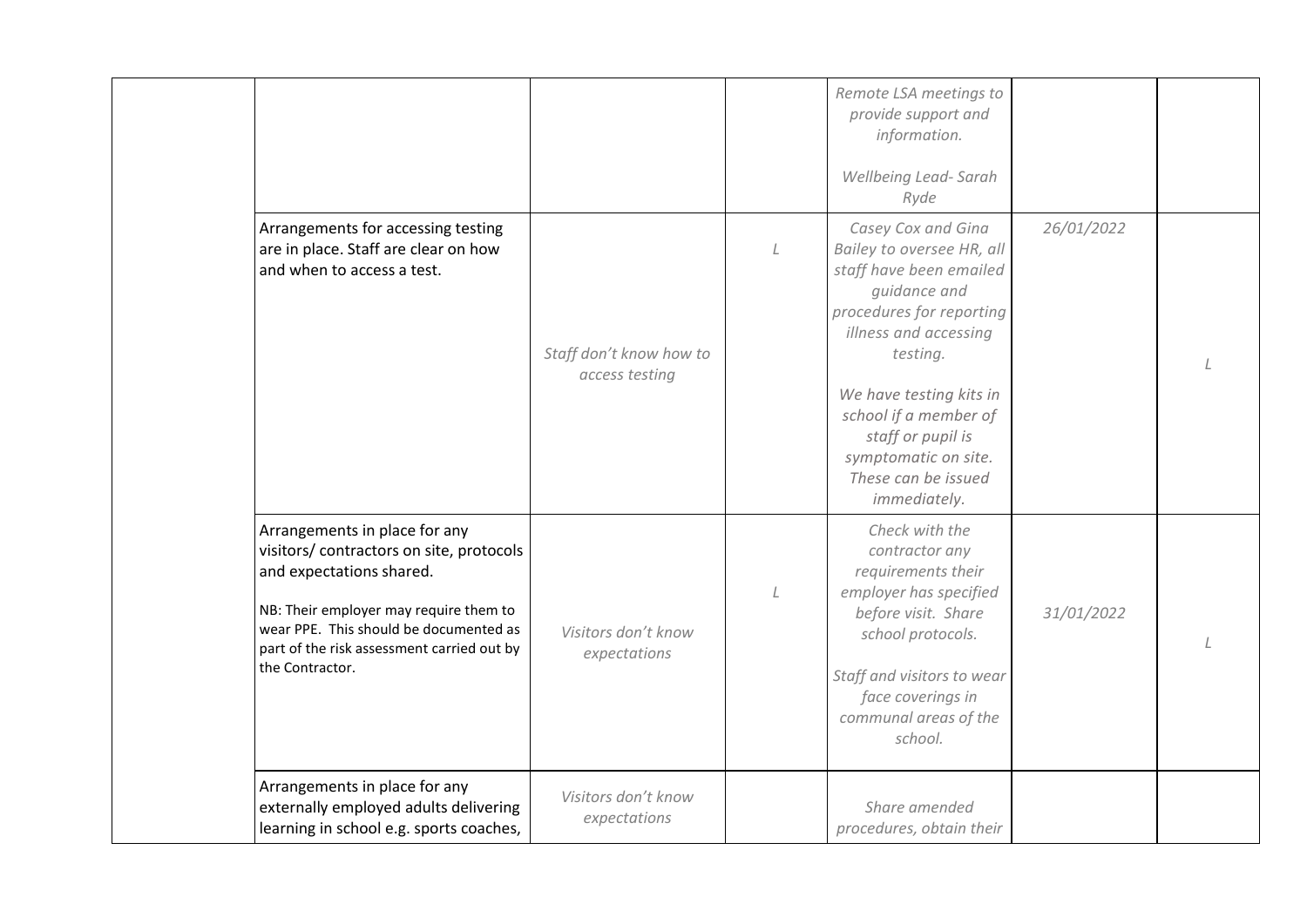| | | | | | | |
|---|---|---|---|---|---|---|
| | | | | *Remote LSA meetings to provide support and information.*<br><br>*Wellbeing Lead- Sarah Ryde* | | |
| | Arrangements for accessing testing are in place. Staff are clear on how and when to access a test. | *Staff don't know how to access testing* | *L* | *Casey Cox and Gina Bailey to oversee HR, all staff have been emailed guidance and procedures for reporting illness and accessing testing.*<br><br>*We have testing kits in school if a member of staff or pupil is symptomatic on site. These can be issued immediately.* | *26/01/2022* | *L* |
| | Arrangements in place for any visitors/ contractors on site, protocols and expectations shared.<br><br>NB: Their employer may require them to wear PPE. This should be documented as part of the risk assessment carried out by the Contractor. | *Visitors don't know expectations* | *L* | *Check with the contractor any requirements their employer has specified before visit. Share school protocols.*<br><br>*Staff and visitors to wear face coverings in communal areas of the school.* | *31/01/2022* | *L* |
| | Arrangements in place for any externally employed adults delivering learning in school e.g. sports coaches, | *Visitors don't know expectations* | | *Share amended procedures, obtain their* | | |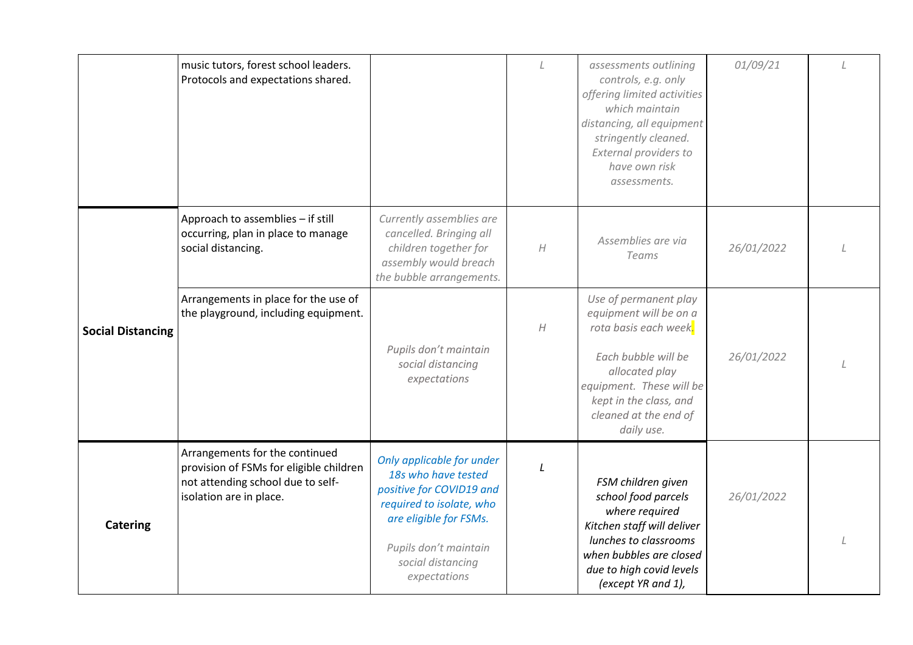| | | | | | | |
|---|---|---|---|---|---|---|
| | music tutors, forest school leaders. Protocols and expectations shared. | | *L* | *assessments outlining controls, e.g. only offering limited activities which maintain distancing, all equipment stringently cleaned. External providers to have own risk assessments.* | *01/09/21* | *L* |
| **Social Distancing** | Approach to assemblies – if still occurring, plan in place to manage social distancing. | *Currently assemblies are cancelled. Bringing all children together for assembly would breach the bubble arrangements.* | *H* | *Assemblies are via Teams* | *26/01/2022* | *L* |
| | Arrangements in place for the use of the playground, including equipment. | *Pupils don't maintain social distancing expectations* | *H* | *Use of permanent play equipment will be on a rota basis each week.*<br><br>*Each bubble will be allocated play equipment. These will be kept in the class, and cleaned at the end of daily use.* | *26/01/2022* | *L* |
| **Catering** | Arrangements for the continued provision of FSMs for eligible children not attending school due to self-isolation are in place. | *Only applicable for under 18s who have tested positive for COVID19 and required to isolate, who are eligible for FSMs.*<br><br>*Pupils don't maintain social distancing expectations* | *L* | *FSM children given school food parcels where required*<br>*Kitchen staff will deliver lunches to classrooms when bubbles are closed due to high covid levels (except YR and 1),* | *26/01/2022* | *L* |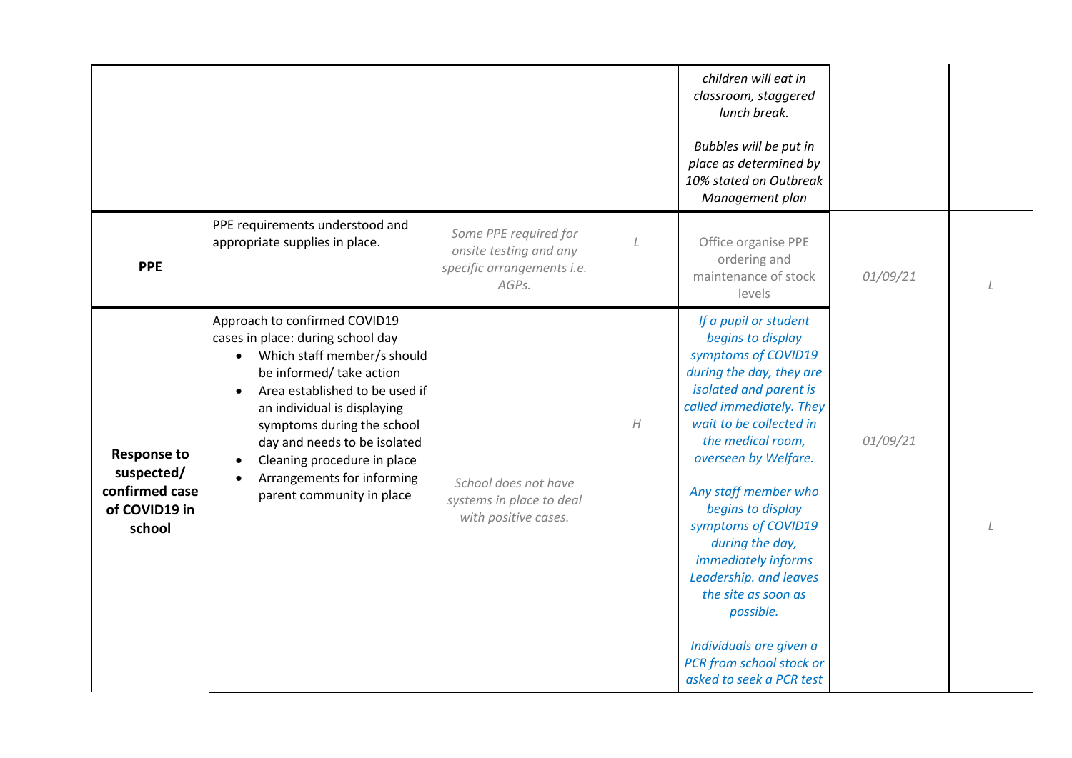| | | | | | | |
|---|---|---|---|---|---|---|
| | | | | *children will eat in classroom, staggered lunch break.*<br><br>*Bubbles will be put in place as determined by 10% stated on Outbreak Management plan* | | |
| **PPE** | PPE requirements understood and appropriate supplies in place. | *Some PPE required for onsite testing and any specific arrangements i.e. AGPs.* | *L* | Office organise PPE ordering and maintenance of stock levels | *01/09/21* | *L* |
| **Response to suspected/ confirmed case of COVID19 in school** | Approach to confirmed COVID19 cases in place: during school day<br>• Which staff member/s should be informed/ take action<br>• Area established to be used if an individual is displaying symptoms during the school day and needs to be isolated<br>• Cleaning procedure in place<br>• Arrangements for informing parent community in place | *School does not have systems in place to deal with positive cases.* | *H* | *If a pupil or student begins to display symptoms of COVID19 during the day, they are isolated and parent is called immediately. They wait to be collected in the medical room, overseen by Welfare.*<br><br>*Any staff member who begins to display symptoms of COVID19 during the day, immediately informs Leadership. and leaves the site as soon as possible.*<br><br>*Individuals are given a PCR from school stock or asked to seek a PCR test* | *01/09/21* | *L* |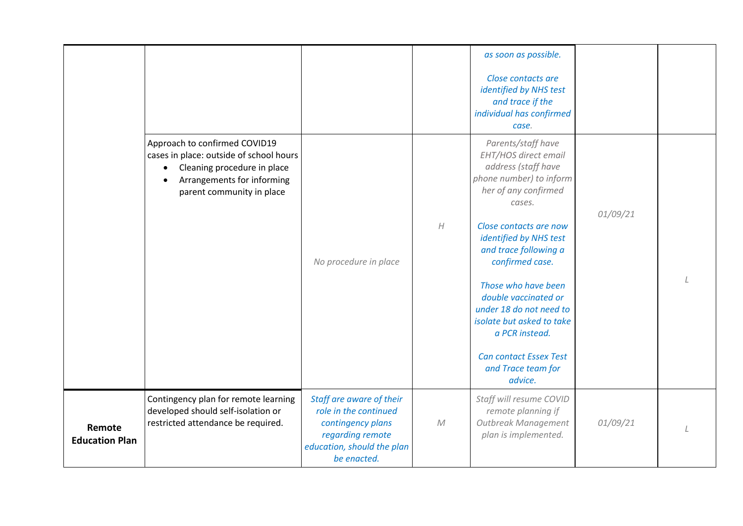| | | | | | | |
|---|---|---|---|---|---|---|
| | | | | *as soon as possible.*<br><br>*Close contacts are identified by NHS test and trace if the individual has confirmed case.* | | |
| | Approach to confirmed COVID19 cases in place: outside of school hours<br>• Cleaning procedure in place<br>• Arrangements for informing parent community in place | *No procedure in place* | *H* | *Parents/staff have EHT/HOS direct email address (staff have phone number) to inform her of any confirmed cases.*<br><br>*Close contacts are now identified by NHS test and trace following a confirmed case.*<br><br>*Those who have been double vaccinated or under 18 do not need to isolate but asked to take a PCR instead.*<br><br>*Can contact Essex Test and Trace team for advice.* | *01/09/21* | *L* |
| **Remote Education Plan** | Contingency plan for remote learning developed should self-isolation or restricted attendance be required. | *Staff are aware of their role in the continued contingency plans regarding remote education, should the plan be enacted.* | *M* | *Staff will resume COVID remote planning if Outbreak Management plan is implemented.* | *01/09/21* | *L* |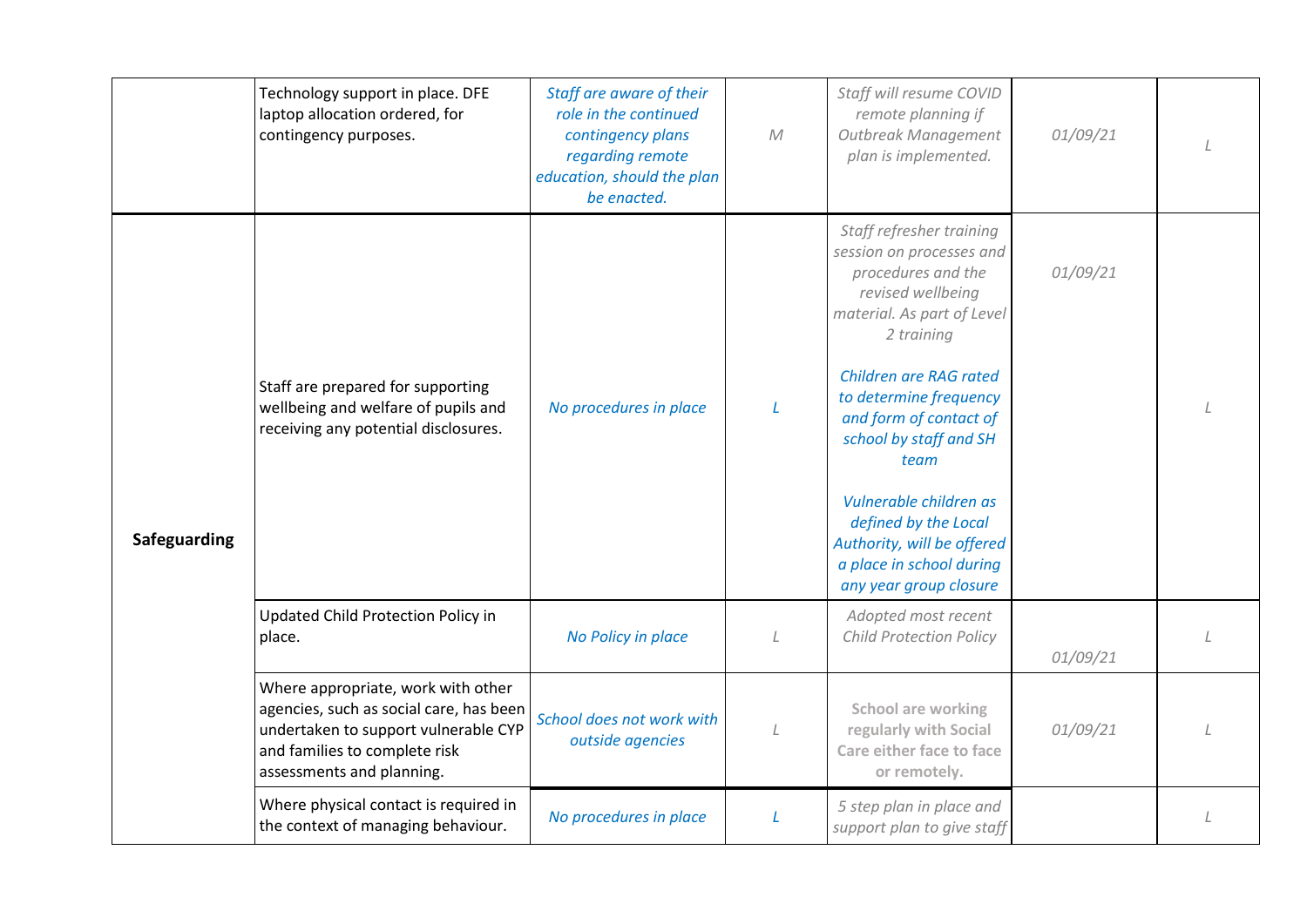| | | | | | | |
|---|---|---|---|---|---|---|
| | Technology support in place. DFE laptop allocation ordered, for contingency purposes. | *Staff are aware of their role in the continued contingency plans regarding remote education, should the plan be enacted.* | *M* | *Staff will resume COVID remote planning if Outbreak Management plan is implemented.* | *01/09/21* | *L* |
| **Safeguarding** | Staff are prepared for supporting wellbeing and welfare of pupils and receiving any potential disclosures. | *No procedures in place* | *L* | *Staff refresher training session on processes and procedures and the revised wellbeing material. As part of Level 2 training*<br><br>*Children are RAG rated to determine frequency and form of contact of school by staff and SH team*<br><br>*Vulnerable children as defined by the Local Authority, will be offered a place in school during any year group closure* | *01/09/21* | *L* |
| | Updated Child Protection Policy in place. | *No Policy in place* | *L* | *Adopted most recent Child Protection Policy* | *01/09/21* | *L* |
| | Where appropriate, work with other agencies, such as social care, has been undertaken to support vulnerable CYP and families to complete risk assessments and planning. | *School does not work with outside agencies* | *L* | **School are working regularly with Social Care either face to face or remotely.** | *01/09/21* | *L* |
| | Where physical contact is required in the context of managing behaviour. | *No procedures in place* | *L* | *5 step plan in place and support plan to give staff* | | *L* |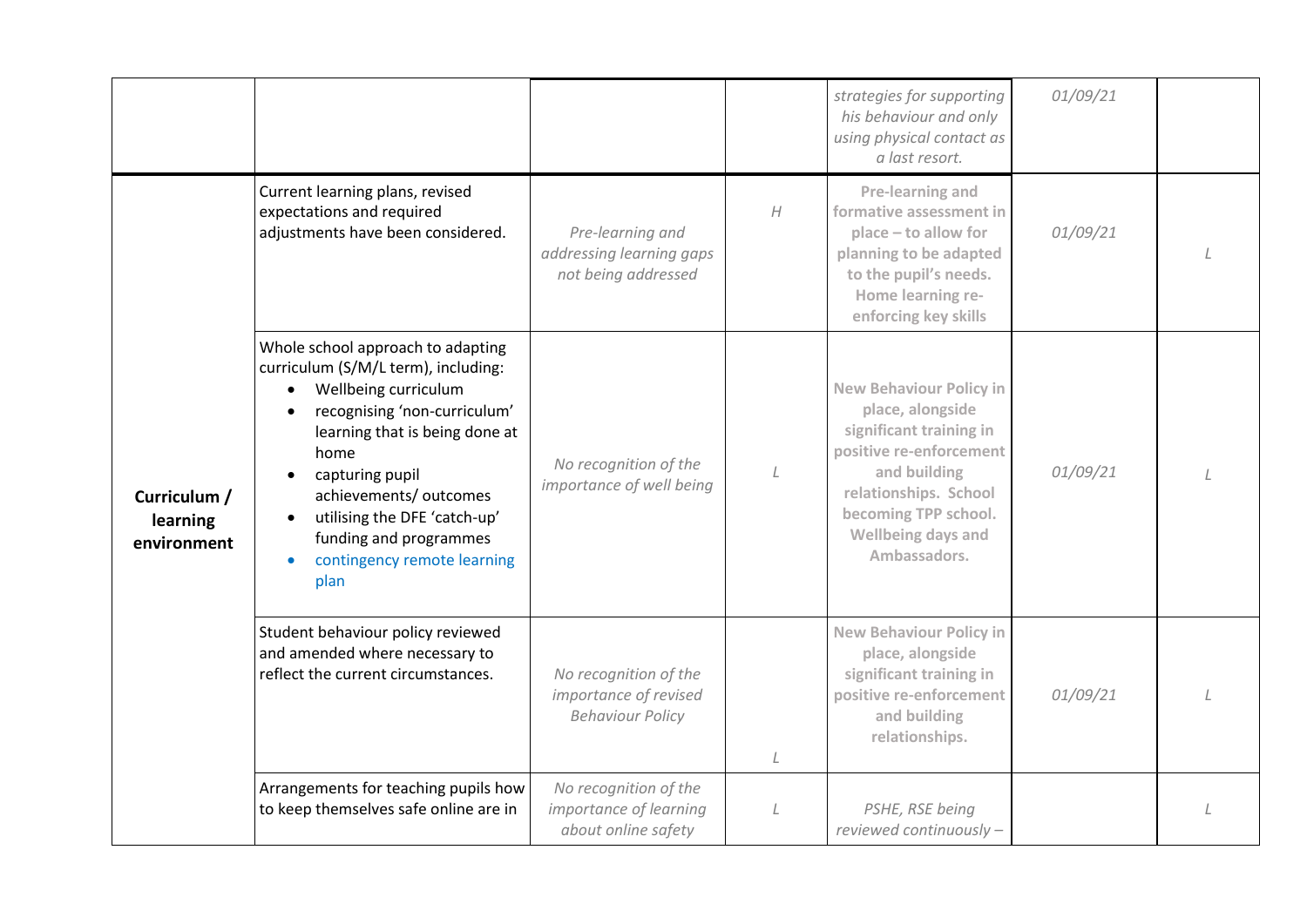| | | | | | | |
|---|---|---|---|---|---|---|
| | | | | *strategies for supporting his behaviour and only using physical contact as a last resort.* | *01/09/21* | |
| **Curriculum / learning environment** | Current learning plans, revised expectations and required adjustments have been considered. | *Pre-learning and addressing learning gaps not being addressed* | *H* | **Pre-learning and formative assessment in place – to allow for planning to be adapted to the pupil's needs. Home learning re-enforcing key skills** | *01/09/21* | *L* |
| | Whole school approach to adapting curriculum (S/M/L term), including:<br>• Wellbeing curriculum<br>• recognising 'non-curriculum' learning that is being done at home<br>• capturing pupil achievements/ outcomes<br>• utilising the DFE 'catch-up' funding and programmes<br>• contingency remote learning plan | *No recognition of the importance of well being* | *L* | **New Behaviour Policy in place, alongside significant training in positive re-enforcement and building relationships. School becoming TPP school. Wellbeing days and Ambassadors.** | *01/09/21* | *L* |
| | Student behaviour policy reviewed and amended where necessary to reflect the current circumstances. | *No recognition of the importance of revised Behaviour Policy* | *L* | **New Behaviour Policy in place, alongside significant training in positive re-enforcement and building relationships.** | *01/09/21* | *L* |
| | Arrangements for teaching pupils how to keep themselves safe online are in | *No recognition of the importance of learning about online safety* | *L* | *PSHE, RSE being reviewed continuously –* | | *L* |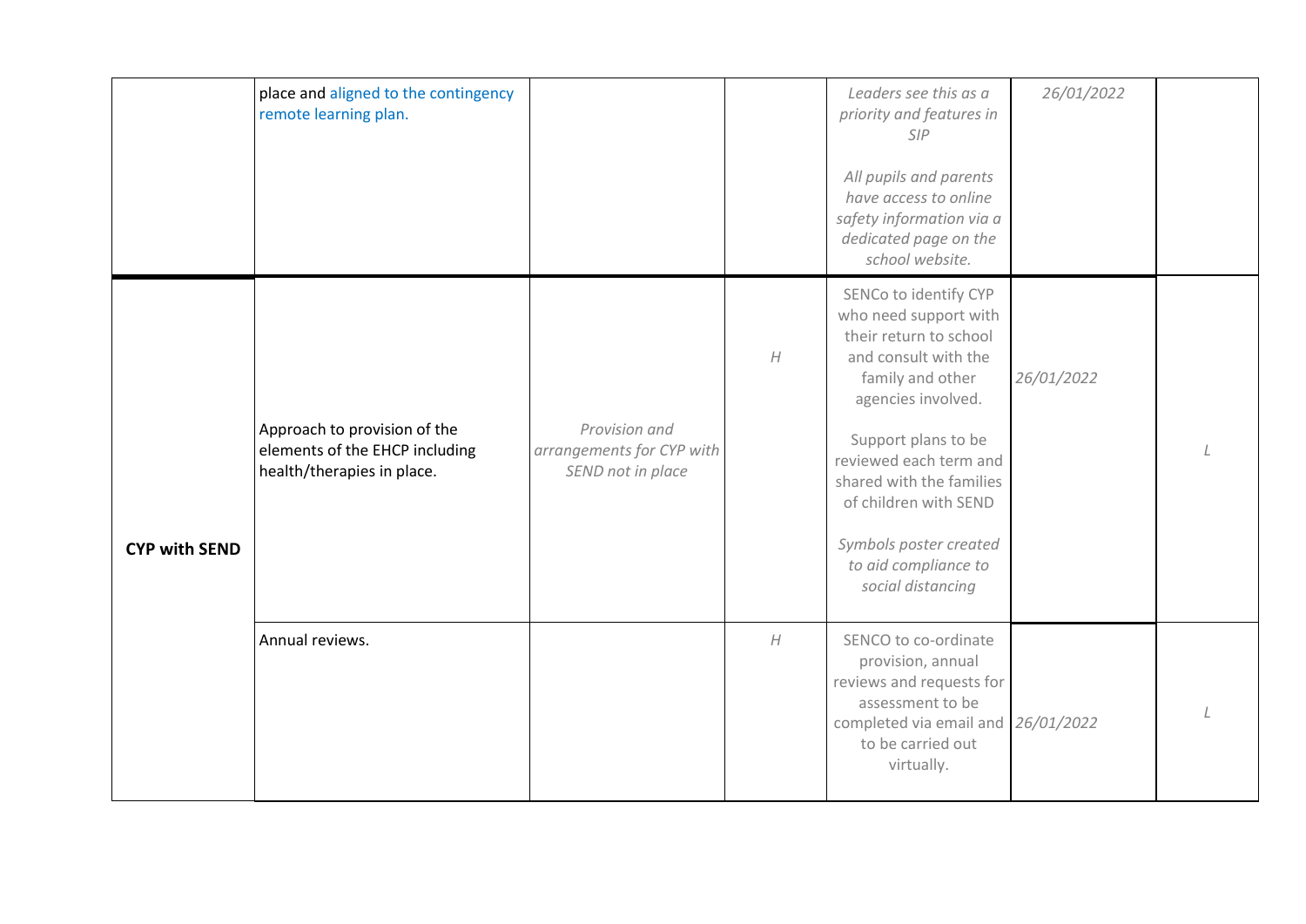| | | | | | | |
|---|---|---|---|---|---|---|
| | place and aligned to the contingency remote learning plan. | | | *Leaders see this as a priority and features in SIP*<br><br>*All pupils and parents have access to online safety information via a dedicated page on the school website.* | *26/01/2022* | |
| **CYP with SEND** | Approach to provision of the elements of the EHCP including health/therapies in place. | *Provision and arrangements for CYP with SEND not in place* | *H* | SENCo to identify CYP who need support with their return to school and consult with the family and other agencies involved.<br><br>Support plans to be reviewed each term and shared with the families of children with SEND<br><br>*Symbols poster created to aid compliance to social distancing* | *26/01/2022* | *L* |
| | Annual reviews. | | *H* | SENCO to co-ordinate provision, annual reviews and requests for assessment to be completed via email and to be carried out virtually. | *26/01/2022* | *L* |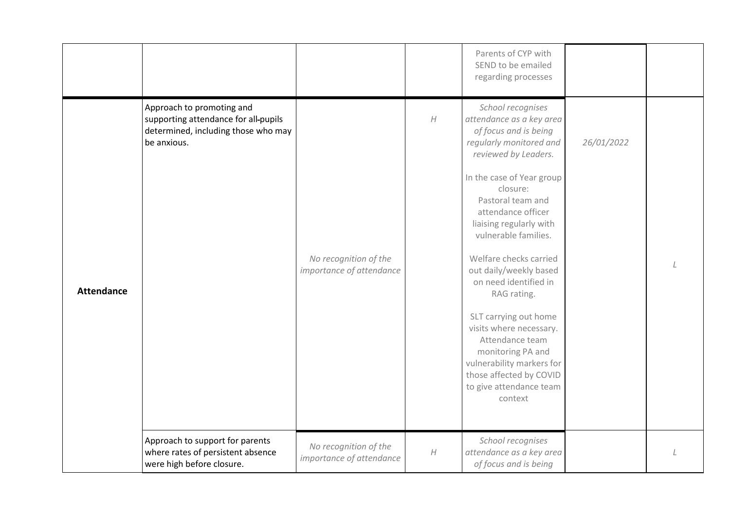|  |  |  |  |  |  |  |
|---|---|---|---|---|---|---|
|  |  |  |  | Parents of CYP with SEND to be emailed regarding processes |  |  |
| **Attendance** | Approach to promoting and supporting attendance for all pupils determined, including those who may be anxious. | *No recognition of the importance of attendance* | *H* | *School recognises attendance as a key area of focus and is being regularly monitored and reviewed by Leaders.*<br><br>In the case of Year group closure:<br>Pastoral team and attendance officer liaising regularly with vulnerable families.<br><br>Welfare checks carried out daily/weekly based on need identified in RAG rating.<br><br>SLT carrying out home visits where necessary.<br>Attendance team monitoring PA and vulnerability markers for those affected by COVID to give attendance team context | *26/01/2022* | *L* |
|  | Approach to support for parents where rates of persistent absence were high before closure. | *No recognition of the importance of attendance* | *H* | *School recognises attendance as a key area of focus and is being* |  | *L* |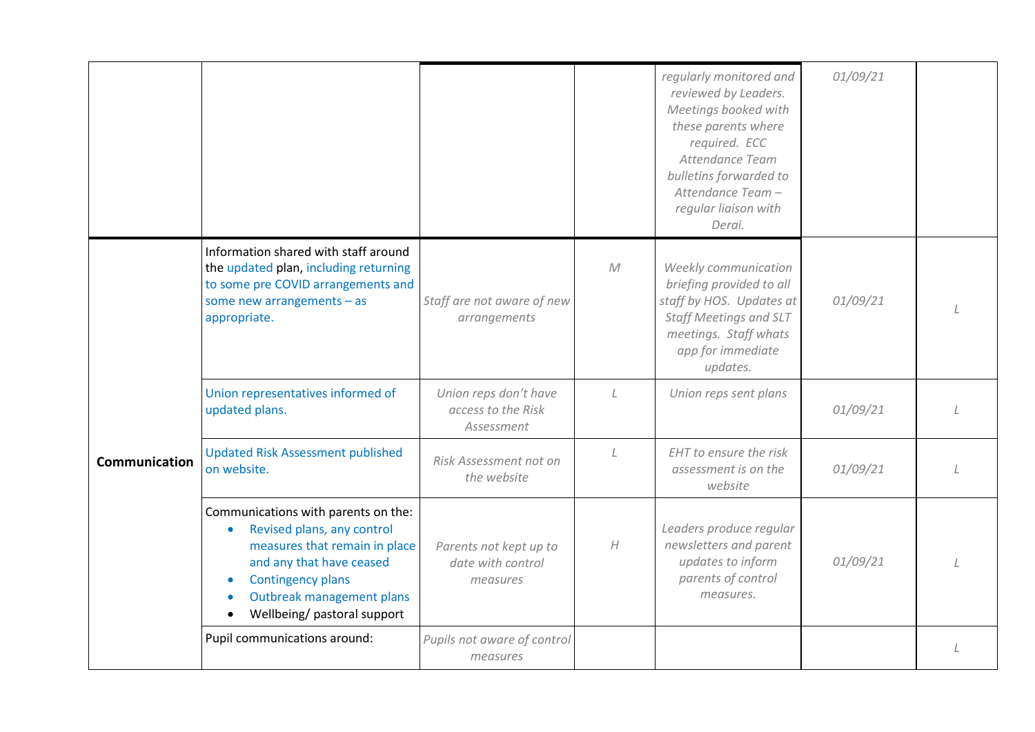| | | | | | | |
|---|---|---|---|---|---|---|
| | | | | *regularly monitored and reviewed by Leaders. Meetings booked with these parents where required. ECC Attendance Team bulletins forwarded to Attendance Team – regular liaison with Derai.* | *01/09/21* | |
| **Communication** | Information shared with staff around the updated plan, including returning to some pre COVID arrangements and some new arrangements – as appropriate. | *Staff are not aware of new arrangements* | *M* | *Weekly communication briefing provided to all staff by HOS. Updates at Staff Meetings and SLT meetings. Staff whats app for immediate updates.* | *01/09/21* | *L* |
| | Union representatives informed of updated plans. | *Union reps don't have access to the Risk Assessment* | *L* | *Union reps sent plans* | *01/09/21* | *L* |
| | Updated Risk Assessment published on website. | *Risk Assessment not on the website* | *L* | *EHT to ensure the risk assessment is on the website* | *01/09/21* | *L* |
| | Communications with parents on the:<br>• Revised plans, any control measures that remain in place and any that have ceased<br>• Contingency plans<br>• Outbreak management plans<br>• Wellbeing/ pastoral support | *Parents not kept up to date with control measures* | *H* | *Leaders produce regular newsletters and parent updates to inform parents of control measures.* | *01/09/21* | *L* |
| | Pupil communications around: | *Pupils not aware of control measures* | | | | *L* |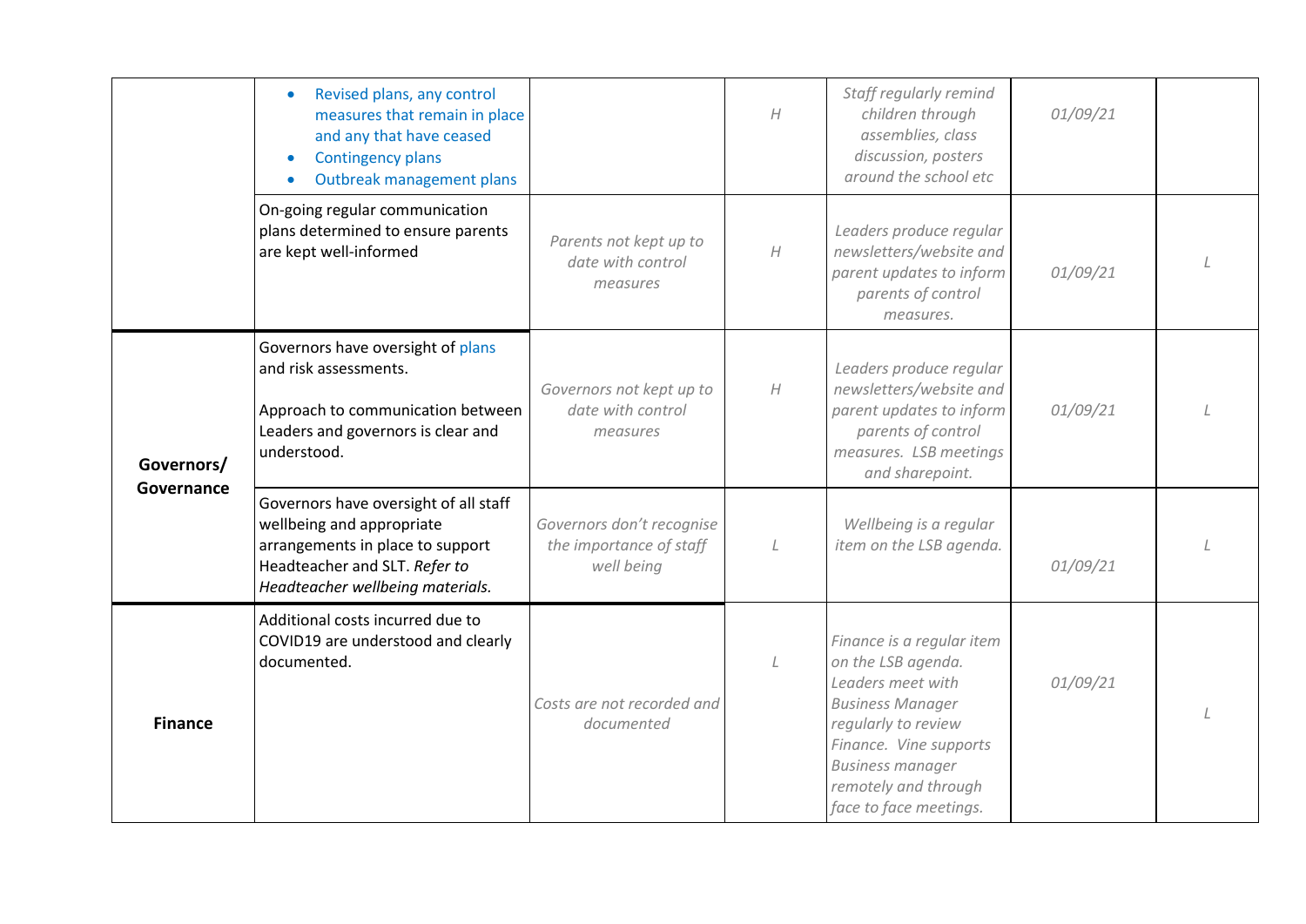| | | | | | | |
|---|---|---|---|---|---|---|
| | • Revised plans, any control measures that remain in place and any that have ceased<br>• Contingency plans<br>• Outbreak management plans | | *H* | *Staff regularly remind children through assemblies, class discussion, posters around the school etc* | *01/09/21* | |
| | On-going regular communication plans determined to ensure parents are kept well-informed | *Parents not kept up to date with control measures* | *H* | *Leaders produce regular newsletters/website and parent updates to inform parents of control measures.* | *01/09/21* | *L* |
| **Governors/ Governance** | Governors have oversight of plans and risk assessments.<br><br>Approach to communication between Leaders and governors is clear and understood. | *Governors not kept up to date with control measures* | *H* | *Leaders produce regular newsletters/website and parent updates to inform parents of control measures. LSB meetings and sharepoint.* | *01/09/21* | *L* |
| | Governors have oversight of all staff wellbeing and appropriate arrangements in place to support Headteacher and SLT. *Refer to Headteacher wellbeing materials.* | *Governors don't recognise the importance of staff well being* | *L* | *Wellbeing is a regular item on the LSB agenda.* | *01/09/21* | *L* |
| **Finance** | Additional costs incurred due to COVID19 are understood and clearly documented. | *Costs are not recorded and documented* | *L* | *Finance is a regular item on the LSB agenda. Leaders meet with Business Manager regularly to review Finance. Vine supports Business manager remotely and through face to face meetings.* | *01/09/21* | *L* |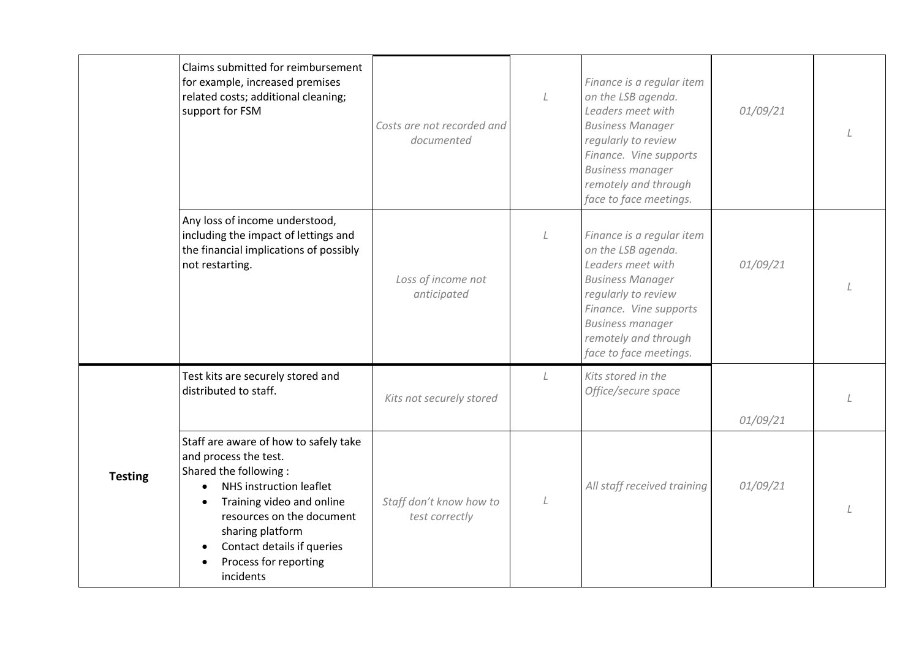| | | | | | | |
|---|---|---|---|---|---|---|
| | Claims submitted for reimbursement for example, increased premises related costs; additional cleaning; support for FSM | *Costs are not recorded and documented* | *L* | *Finance is a regular item on the LSB agenda. Leaders meet with Business Manager regularly to review Finance. Vine supports Business manager remotely and through face to face meetings.* | *01/09/21* | *L* |
| | Any loss of income understood, including the impact of lettings and the financial implications of possibly not restarting. | *Loss of income not anticipated* | *L* | *Finance is a regular item on the LSB agenda. Leaders meet with Business Manager regularly to review Finance. Vine supports Business manager remotely and through face to face meetings.* | *01/09/21* | *L* |
| **Testing** | Test kits are securely stored and distributed to staff. | *Kits not securely stored* | *L* | *Kits stored in the Office/secure space* | *01/09/21* | *L* |
| | Staff are aware of how to safely take and process the test.<br>Shared the following :<br>• NHS instruction leaflet<br>• Training video and online resources on the document sharing platform<br>• Contact details if queries<br>• Process for reporting incidents | *Staff don't know how to test correctly* | *L* | *All staff received training* | *01/09/21* | *L* |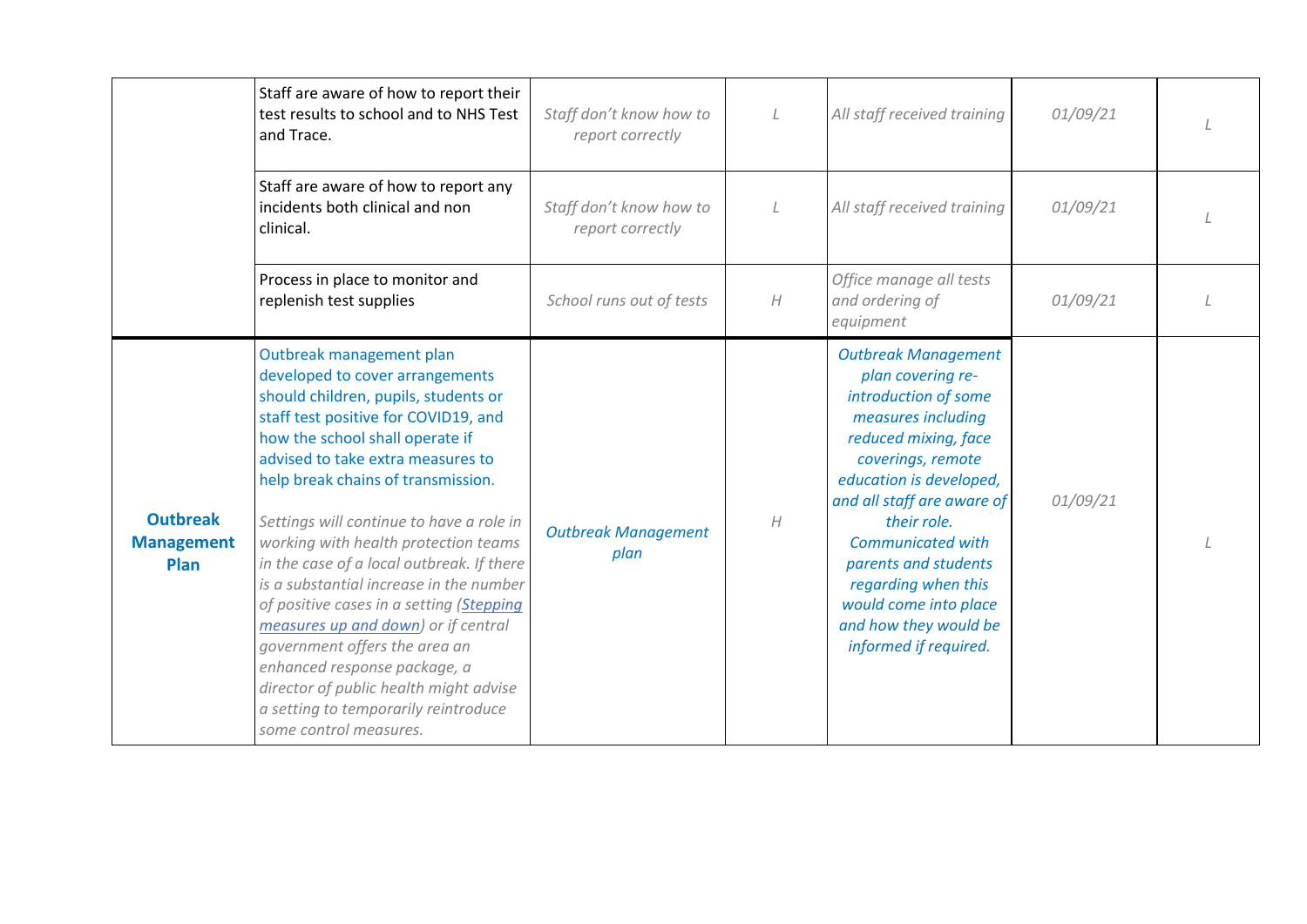| | | | | | | |
|---|---|---|---|---|---|---|
| | Staff are aware of how to report their test results to school and to NHS Test and Trace. | *Staff don't know how to report correctly* | *L* | *All staff received training* | *01/09/21* | *L* |
| | Staff are aware of how to report any incidents both clinical and non clinical. | *Staff don't know how to report correctly* | *L* | *All staff received training* | *01/09/21* | *L* |
| | Process in place to monitor and replenish test supplies | *School runs out of tests* | *H* | *Office manage all tests and ordering of equipment* | *01/09/21* | *L* |
| **Outbreak Management Plan** | Outbreak management plan developed to cover arrangements should children, pupils, students or staff test positive for COVID19, and how the school shall operate if advised to take extra measures to help break chains of transmission.<br><br>*Settings will continue to have a role in working with health protection teams in the case of a local outbreak. If there is a substantial increase in the number of positive cases in a setting ([Stepping measures up and down]) or if central government offers the area an enhanced response package, a director of public health might advise a setting to temporarily reintroduce some control measures.* | *Outbreak Management plan* | *H* | *Outbreak Management plan covering re-introduction of some measures including reduced mixing, face coverings, remote education is developed, and all staff are aware of their role. Communicated with parents and students regarding when this would come into place and how they would be informed if required.* | *01/09/21* | *L* |